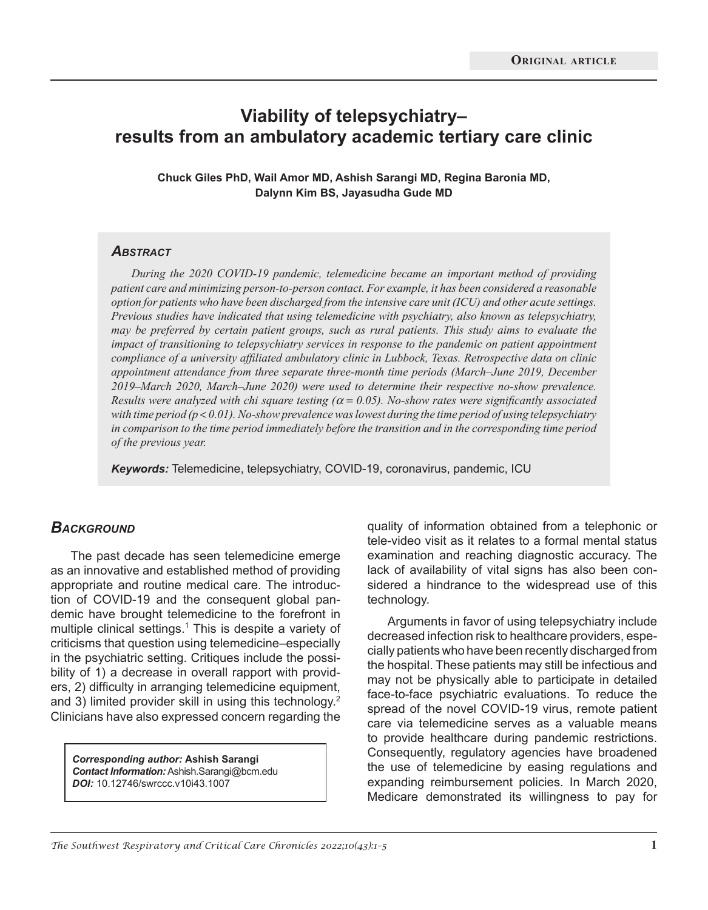**Original article**

# Viability of telepsychiatry–results from an ambulatory academic tertiary care clinic

**Chuck Giles PhD, Wail Amor MD, Ashish Sarangi MD, Regina Baronia MD, Dalynn Kim BS, Jayasudha Gude MD**

## Abstract

*During the 2020 COVID-19 pandemic, telemedicine became an important method of providing patient care and minimizing person-to-person contact. For example, it has been considered a reasonable option for patients who have been discharged from the intensive care unit (ICU) and other acute settings. Previous studies have indicated that using telemedicine with psychiatry, also known as telepsychiatry, may be preferred by certain patient groups, such as rural patients. This study aims to evaluate the impact of transitioning to telepsychiatry services in response to the pandemic on patient appointment compliance of a university affiliated ambulatory clinic in Lubbock, Texas. Retrospective data on clinic appointment attendance from three separate three-month time periods (March–June 2019, December 2019–March 2020, March–June 2020) were used to determine their respective no-show prevalence. Results were analyzed with chi square testing ($\alpha = 0.05$). No-show rates were significantly associated with time period ($p < 0.01$). No-show prevalence was lowest during the time period of using telepsychiatry in comparison to the time period immediately before the transition and in the corresponding time period of the previous year.*

***Keywords:*** Telemedicine, telepsychiatry, COVID-19, coronavirus, pandemic, ICU

## Background

The past decade has seen telemedicine emerge as an innovative and established method of providing appropriate and routine medical care. The introduction of COVID-19 and the consequent global pandemic have brought telemedicine to the forefront in multiple clinical settings.[1] This is despite a variety of criticisms that question using telemedicine–especially in the psychiatric setting. Critiques include the possibility of 1) a decrease in overall rapport with providers, 2) difficulty in arranging telemedicine equipment, and 3) limited provider skill in using this technology.[2] Clinicians have also expressed concern regarding the quality of information obtained from a telephonic or tele-video visit as it relates to a formal mental status examination and reaching diagnostic accuracy. The lack of availability of vital signs has also been considered a hindrance to the widespread use of this technology.

Arguments in favor of using telepsychiatry include decreased infection risk to healthcare providers, especially patients who have been recently discharged from the hospital. These patients may still be infectious and may not be physically able to participate in detailed face-to-face psychiatric evaluations. To reduce the spread of the novel COVID-19 virus, remote patient care via telemedicine serves as a valuable means to provide healthcare during pandemic restrictions. Consequently, regulatory agencies have broadened the use of telemedicine by easing regulations and expanding reimbursement policies. In March 2020, Medicare demonstrated its willingness to pay for

***Corresponding author:*** **Ashish Sarangi**
***Contact Information:*** Ashish.Sarangi@bcm.edu
***DOI:*** 10.12746/swrccc.v10i43.1007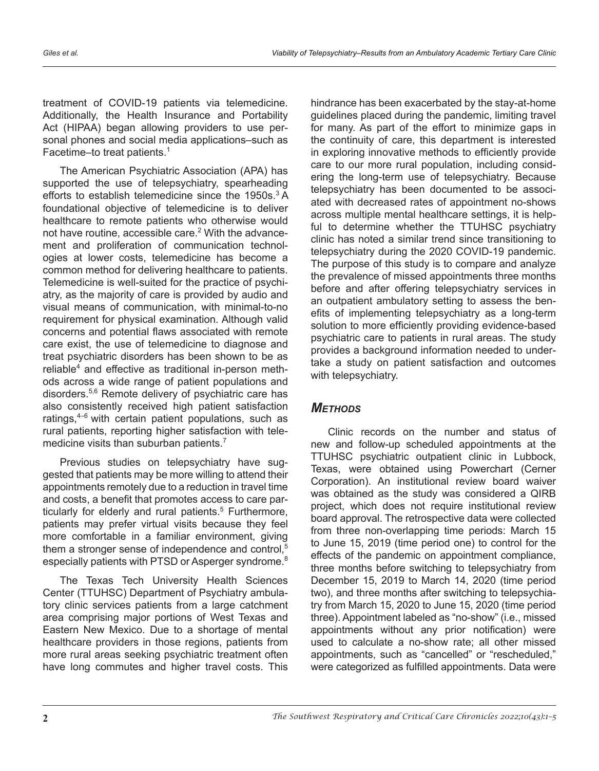treatment of COVID-19 patients via telemedicine. Additionally, the Health Insurance and Portability Act (HIPAA) began allowing providers to use personal phones and social media applications–such as Facetime–to treat patients.[1]

The American Psychiatric Association (APA) has supported the use of telepsychiatry, spearheading efforts to establish telemedicine since the 1950s.[3] A foundational objective of telemedicine is to deliver healthcare to remote patients who otherwise would not have routine, accessible care.[2] With the advancement and proliferation of communication technologies at lower costs, telemedicine has become a common method for delivering healthcare to patients. Telemedicine is well-suited for the practice of psychiatry, as the majority of care is provided by audio and visual means of communication, with minimal-to-no requirement for physical examination. Although valid concerns and potential flaws associated with remote care exist, the use of telemedicine to diagnose and treat psychiatric disorders has been shown to be as reliable[4] and effective as traditional in-person methods across a wide range of patient populations and disorders.[5,6] Remote delivery of psychiatric care has also consistently received high patient satisfaction ratings,[4–6] with certain patient populations, such as rural patients, reporting higher satisfaction with telemedicine visits than suburban patients.[7]

Previous studies on telepsychiatry have suggested that patients may be more willing to attend their appointments remotely due to a reduction in travel time and costs, a benefit that promotes access to care particularly for elderly and rural patients.[5] Furthermore, patients may prefer virtual visits because they feel more comfortable in a familiar environment, giving them a stronger sense of independence and control,[5] especially patients with PTSD or Asperger syndrome.[8]

The Texas Tech University Health Sciences Center (TTUHSC) Department of Psychiatry ambulatory clinic services patients from a large catchment area comprising major portions of West Texas and Eastern New Mexico. Due to a shortage of mental healthcare providers in those regions, patients from more rural areas seeking psychiatric treatment often have long commutes and higher travel costs. This hindrance has been exacerbated by the stay-at-home guidelines placed during the pandemic, limiting travel for many. As part of the effort to minimize gaps in the continuity of care, this department is interested in exploring innovative methods to efficiently provide care to our more rural population, including considering the long-term use of telepsychiatry. Because telepsychiatry has been documented to be associated with decreased rates of appointment no-shows across multiple mental healthcare settings, it is helpful to determine whether the TTUHSC psychiatry clinic has noted a similar trend since transitioning to telepsychiatry during the 2020 COVID-19 pandemic. The purpose of this study is to compare and analyze the prevalence of missed appointments three months before and after offering telepsychiatry services in an outpatient ambulatory setting to assess the benefits of implementing telepsychiatry as a long-term solution to more efficiently providing evidence-based psychiatric care to patients in rural areas. The study provides a background information needed to undertake a study on patient satisfaction and outcomes with telepsychiatry.

## *Methods*

Clinic records on the number and status of new and follow-up scheduled appointments at the TTUHSC psychiatric outpatient clinic in Lubbock, Texas, were obtained using Powerchart (Cerner Corporation). An institutional review board waiver was obtained as the study was considered a QIRB project, which does not require institutional review board approval. The retrospective data were collected from three non-overlapping time periods: March 15 to June 15, 2019 (time period one) to control for the effects of the pandemic on appointment compliance, three months before switching to telepsychiatry from December 15, 2019 to March 14, 2020 (time period two), and three months after switching to telepsychiatry from March 15, 2020 to June 15, 2020 (time period three). Appointment labeled as "no-show" (i.e., missed appointments without any prior notification) were used to calculate a no-show rate; all other missed appointments, such as "cancelled" or "rescheduled," were categorized as fulfilled appointments. Data were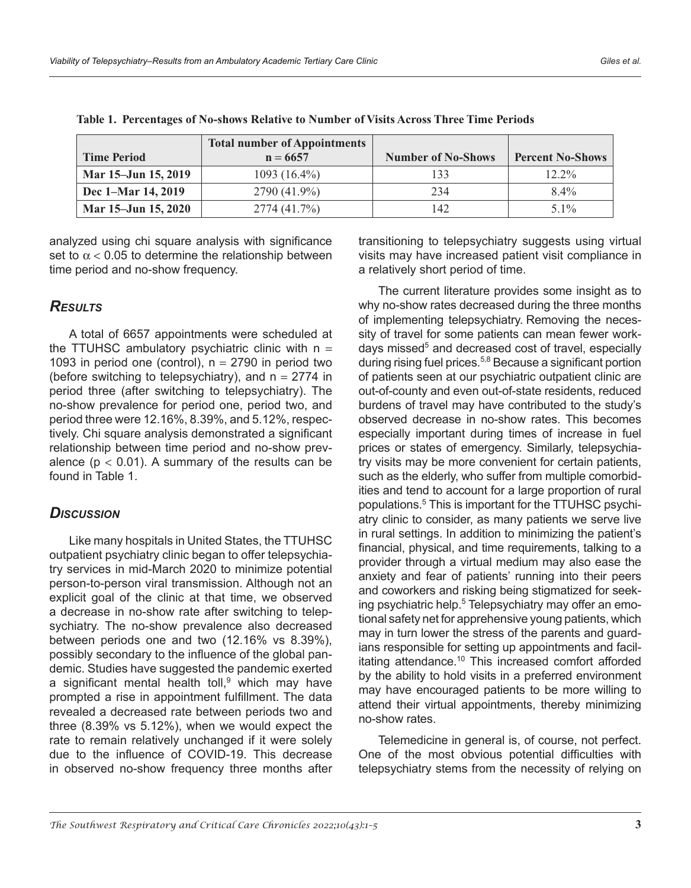**Table 1. Percentages of No-shows Relative to Number of Visits Across Three Time Periods**

| Time Period | Total number of Appointments n = 6657 | Number of No-Shows | Percent No-Shows |
|---|---|---|---|
| **Mar 15–Jun 15, 2019** | 1093 (16.4%) | 133 | 12.2% |
| **Dec 1–Mar 14, 2019** | 2790 (41.9%) | 234 | 8.4% |
| **Mar 15–Jun 15, 2020** | 2774 (41.7%) | 142 | 5.1% |

analyzed using chi square analysis with significance set to $\alpha < 0.05$ to determine the relationship between time period and no-show frequency.

## *Results*

A total of 6657 appointments were scheduled at the TTUHSC ambulatory psychiatric clinic with $n = 1093$ in period one (control), $n = 2790$ in period two (before switching to telepsychiatry), and $n = 2774$ in period three (after switching to telepsychiatry). The no-show prevalence for period one, period two, and period three were 12.16%, 8.39%, and 5.12%, respectively. Chi square analysis demonstrated a significant relationship between time period and no-show prevalence ($p < 0.01$). A summary of the results can be found in Table 1.

## *Discussion*

Like many hospitals in United States, the TTUHSC outpatient psychiatry clinic began to offer telepsychiatry services in mid-March 2020 to minimize potential person-to-person viral transmission. Although not an explicit goal of the clinic at that time, we observed a decrease in no-show rate after switching to telepsychiatry. The no-show prevalence also decreased between periods one and two (12.16% vs 8.39%), possibly secondary to the influence of the global pandemic. Studies have suggested the pandemic exerted a significant mental health toll,[9] which may have prompted a rise in appointment fulfillment. The data revealed a decreased rate between periods two and three (8.39% vs 5.12%), when we would expect the rate to remain relatively unchanged if it were solely due to the influence of COVID-19. This decrease in observed no-show frequency three months after transitioning to telepsychiatry suggests using virtual visits may have increased patient visit compliance in a relatively short period of time.

The current literature provides some insight as to why no-show rates decreased during the three months of implementing telepsychiatry. Removing the necessity of travel for some patients can mean fewer workdays missed[5] and decreased cost of travel, especially during rising fuel prices.[5,8] Because a significant portion of patients seen at our psychiatric outpatient clinic are out-of-county and even out-of-state residents, reduced burdens of travel may have contributed to the study's observed decrease in no-show rates. This becomes especially important during times of increase in fuel prices or states of emergency. Similarly, telepsychiatry visits may be more convenient for certain patients, such as the elderly, who suffer from multiple comorbidities and tend to account for a large proportion of rural populations.[5] This is important for the TTUHSC psychiatry clinic to consider, as many patients we serve live in rural settings. In addition to minimizing the patient's financial, physical, and time requirements, talking to a provider through a virtual medium may also ease the anxiety and fear of patients' running into their peers and coworkers and risking being stigmatized for seeking psychiatric help.[5] Telepsychiatry may offer an emotional safety net for apprehensive young patients, which may in turn lower the stress of the parents and guardians responsible for setting up appointments and facilitating attendance.[10] This increased comfort afforded by the ability to hold visits in a preferred environment may have encouraged patients to be more willing to attend their virtual appointments, thereby minimizing no-show rates.

Telemedicine in general is, of course, not perfect. One of the most obvious potential difficulties with telepsychiatry stems from the necessity of relying on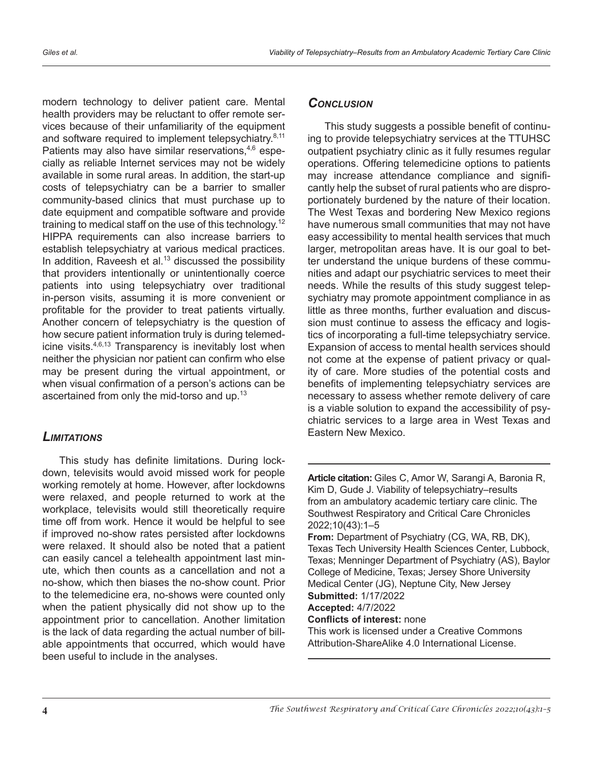modern technology to deliver patient care. Mental health providers may be reluctant to offer remote services because of their unfamiliarity of the equipment and software required to implement telepsychiatry.[8,11] Patients may also have similar reservations,[4,6] especially as reliable Internet services may not be widely available in some rural areas. In addition, the start-up costs of telepsychiatry can be a barrier to smaller community-based clinics that must purchase up to date equipment and compatible software and provide training to medical staff on the use of this technology.[12] HIPPA requirements can also increase barriers to establish telepsychiatry at various medical practices. In addition, Raveesh et al.[13] discussed the possibility that providers intentionally or unintentionally coerce patients into using telepsychiatry over traditional in-person visits, assuming it is more convenient or profitable for the provider to treat patients virtually. Another concern of telepsychiatry is the question of how secure patient information truly is during telemedicine visits.[4,6,13] Transparency is inevitably lost when neither the physician nor patient can confirm who else may be present during the virtual appointment, or when visual confirmation of a person's actions can be ascertained from only the mid-torso and up.[13]

## *Limitations*

This study has definite limitations. During lockdown, televisits would avoid missed work for people working remotely at home. However, after lockdowns were relaxed, and people returned to work at the workplace, televisits would still theoretically require time off from work. Hence it would be helpful to see if improved no-show rates persisted after lockdowns were relaxed. It should also be noted that a patient can easily cancel a telehealth appointment last minute, which then counts as a cancellation and not a no-show, which then biases the no-show count. Prior to the telemedicine era, no-shows were counted only when the patient physically did not show up to the appointment prior to cancellation. Another limitation is the lack of data regarding the actual number of billable appointments that occurred, which would have been useful to include in the analyses.

## *Conclusion*

This study suggests a possible benefit of continuing to provide telepsychiatry services at the TTUHSC outpatient psychiatry clinic as it fully resumes regular operations. Offering telemedicine options to patients may increase attendance compliance and significantly help the subset of rural patients who are disproportionately burdened by the nature of their location. The West Texas and bordering New Mexico regions have numerous small communities that may not have easy accessibility to mental health services that much larger, metropolitan areas have. It is our goal to better understand the unique burdens of these communities and adapt our psychiatric services to meet their needs. While the results of this study suggest telepsychiatry may promote appointment compliance in as little as three months, further evaluation and discussion must continue to assess the efficacy and logistics of incorporating a full-time telepsychiatry service. Expansion of access to mental health services should not come at the expense of patient privacy or quality of care. More studies of the potential costs and benefits of implementing telepsychiatry services are necessary to assess whether remote delivery of care is a viable solution to expand the accessibility of psychiatric services to a large area in West Texas and Eastern New Mexico.

---

**Article citation:** Giles C, Amor W, Sarangi A, Baronia R, Kim D, Gude J. Viability of telepsychiatry–results from an ambulatory academic tertiary care clinic. The Southwest Respiratory and Critical Care Chronicles 2022;10(43):1–5
**From:** Department of Psychiatry (CG, WA, RB, DK), Texas Tech University Health Sciences Center, Lubbock, Texas; Menninger Department of Psychiatry (AS), Baylor College of Medicine, Texas; Jersey Shore University Medical Center (JG), Neptune City, New Jersey
**Submitted:** 1/17/2022
**Accepted:** 4/7/2022
**Conflicts of interest:** none
This work is licensed under a Creative Commons Attribution-ShareAlike 4.0 International License.

---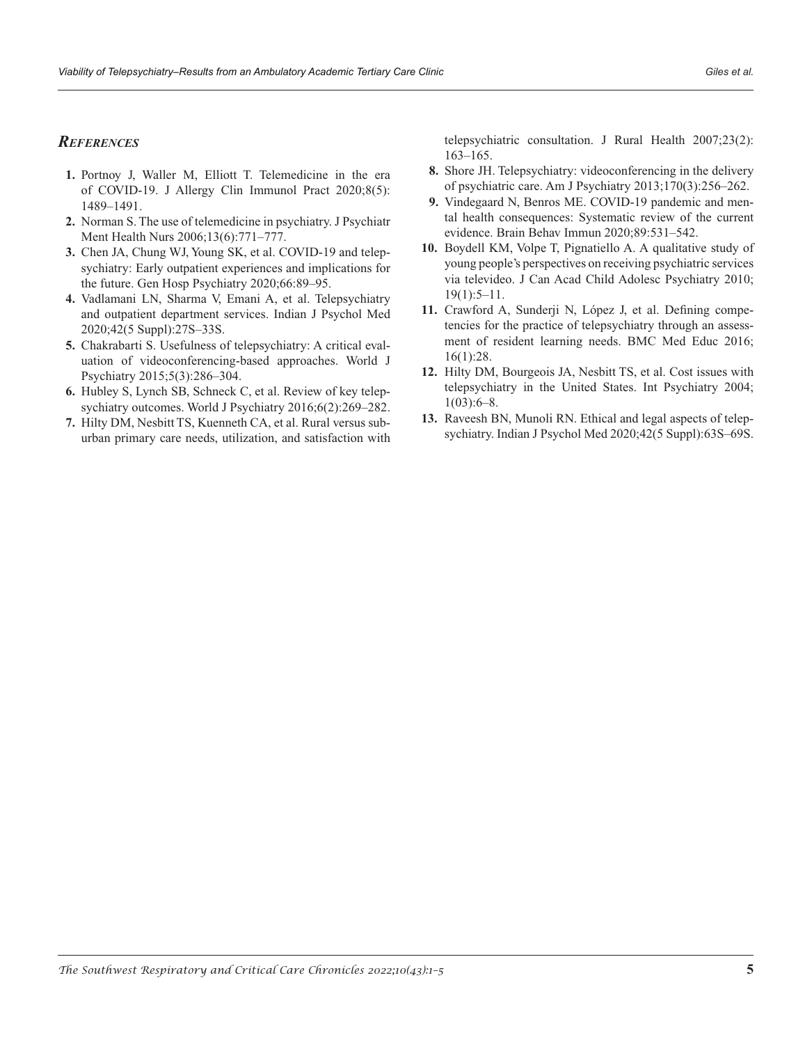## *References*

1. Portnoy J, Waller M, Elliott T. Telemedicine in the era of COVID-19. J Allergy Clin Immunol Pract 2020;8(5): 1489–1491.
2. Norman S. The use of telemedicine in psychiatry. J Psychiatr Ment Health Nurs 2006;13(6):771–777.
3. Chen JA, Chung WJ, Young SK, et al. COVID-19 and telepsychiatry: Early outpatient experiences and implications for the future. Gen Hosp Psychiatry 2020;66:89–95.
4. Vadlamani LN, Sharma V, Emani A, et al. Telepsychiatry and outpatient department services. Indian J Psychol Med 2020;42(5 Suppl):27S–33S.
5. Chakrabarti S. Usefulness of telepsychiatry: A critical evaluation of videoconferencing-based approaches. World J Psychiatry 2015;5(3):286–304.
6. Hubley S, Lynch SB, Schneck C, et al. Review of key telepsychiatry outcomes. World J Psychiatry 2016;6(2):269–282.
7. Hilty DM, Nesbitt TS, Kuenneth CA, et al. Rural versus suburban primary care needs, utilization, and satisfaction with telepsychiatric consultation. J Rural Health 2007;23(2): 163–165.
8. Shore JH. Telepsychiatry: videoconferencing in the delivery of psychiatric care. Am J Psychiatry 2013;170(3):256–262.
9. Vindegaard N, Benros ME. COVID-19 pandemic and mental health consequences: Systematic review of the current evidence. Brain Behav Immun 2020;89:531–542.
10. Boydell KM, Volpe T, Pignatiello A. A qualitative study of young people's perspectives on receiving psychiatric services via televideo. J Can Acad Child Adolesc Psychiatry 2010; 19(1):5–11.
11. Crawford A, Sunderji N, López J, et al. Defining competencies for the practice of telepsychiatry through an assessment of resident learning needs. BMC Med Educ 2016; 16(1):28.
12. Hilty DM, Bourgeois JA, Nesbitt TS, et al. Cost issues with telepsychiatry in the United States. Int Psychiatry 2004; 1(03):6–8.
13. Raveesh BN, Munoli RN. Ethical and legal aspects of telepsychiatry. Indian J Psychol Med 2020;42(5 Suppl):63S–69S.